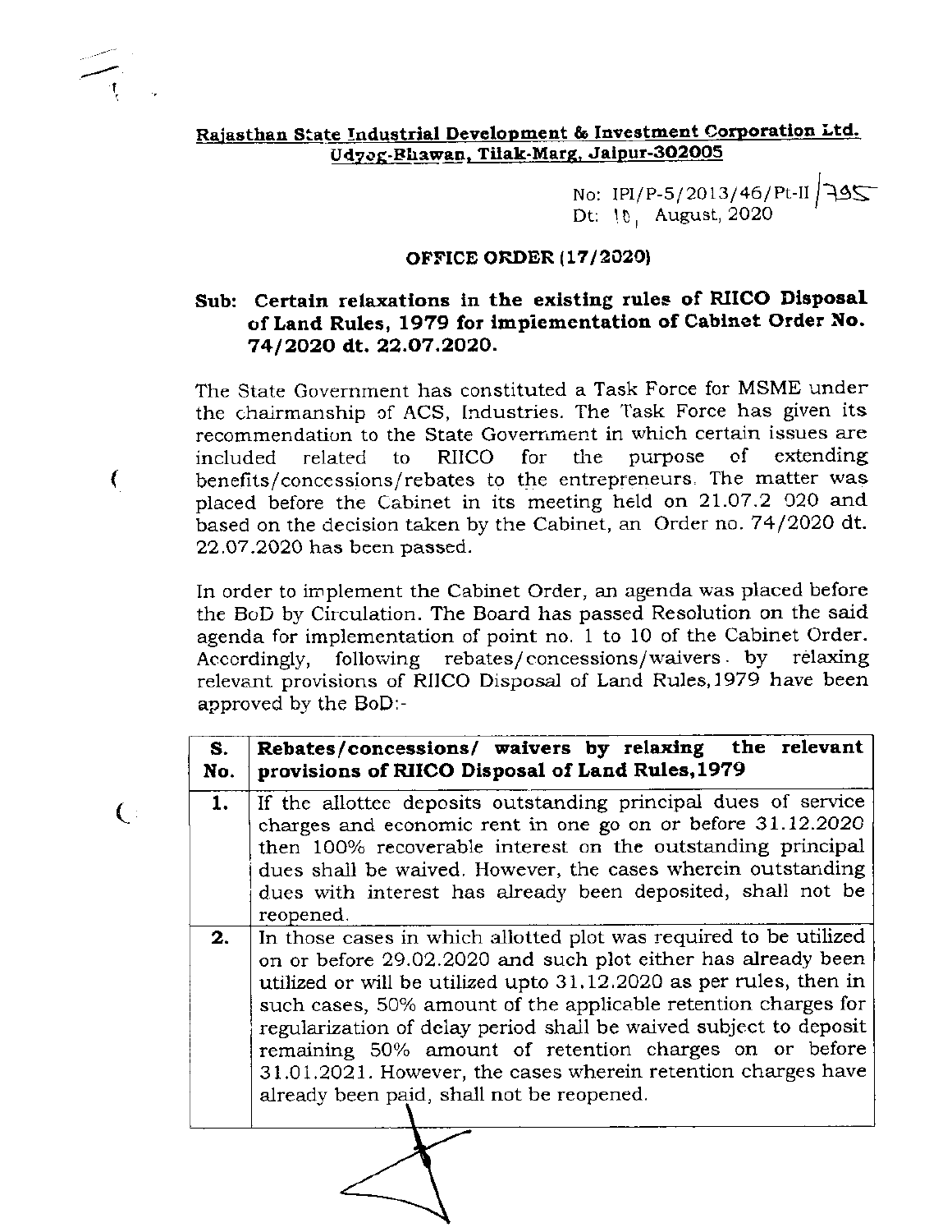**Rajasthan State Industrial Development & Investment Corporation Ltd.**
**Udyog-Bhawan, Tilak-Marg, Jaipur-302005**

No: IPI/P-5/2013/46/Pt-II /795
Dt: 10, August, 2020

## OFFICE ORDER (17/2020)

**Sub: Certain relaxations in the existing rules of RIICO Disposal of Land Rules, 1979 for implementation of Cabinet Order No. 74/2020 dt. 22.07.2020.**

The State Government has constituted a Task Force for MSME under the chairmanship of ACS, Industries. The Task Force has given its recommendation to the State Government in which certain issues are included related to RIICO for the purpose of extending benefits/concessions/rebates to the entrepreneurs. The matter was placed before the Cabinet in its meeting held on 21.07.2020 and based on the decision taken by the Cabinet, an Order no. 74/2020 dt. 22.07.2020 has been passed.

In order to implement the Cabinet Order, an agenda was placed before the BoD by Circulation. The Board has passed Resolution on the said agenda for implementation of point no. 1 to 10 of the Cabinet Order. Accordingly, following rebates/concessions/waivers by relaxing relevant provisions of RIICO Disposal of Land Rules,1979 have been approved by the BoD:-

| S. No. | Rebates/concessions/ waivers by relaxing the relevant provisions of RIICO Disposal of Land Rules,1979 |
|---|---|
| 1. | If the allottee deposits outstanding principal dues of service charges and economic rent in one go on or before 31.12.2020 then 100% recoverable interest on the outstanding principal dues shall be waived. However, the cases wherein outstanding dues with interest has already been deposited, shall not be reopened. |
| 2. | In those cases in which allotted plot was required to be utilized on or before 29.02.2020 and such plot either has already been utilized or will be utilized upto 31.12.2020 as per rules, then in such cases, 50% amount of the applicable retention charges for regularization of delay period shall be waived subject to deposit remaining 50% amount of retention charges on or before 31.01.2021. However, the cases wherein retention charges have already been paid, shall not be reopened. |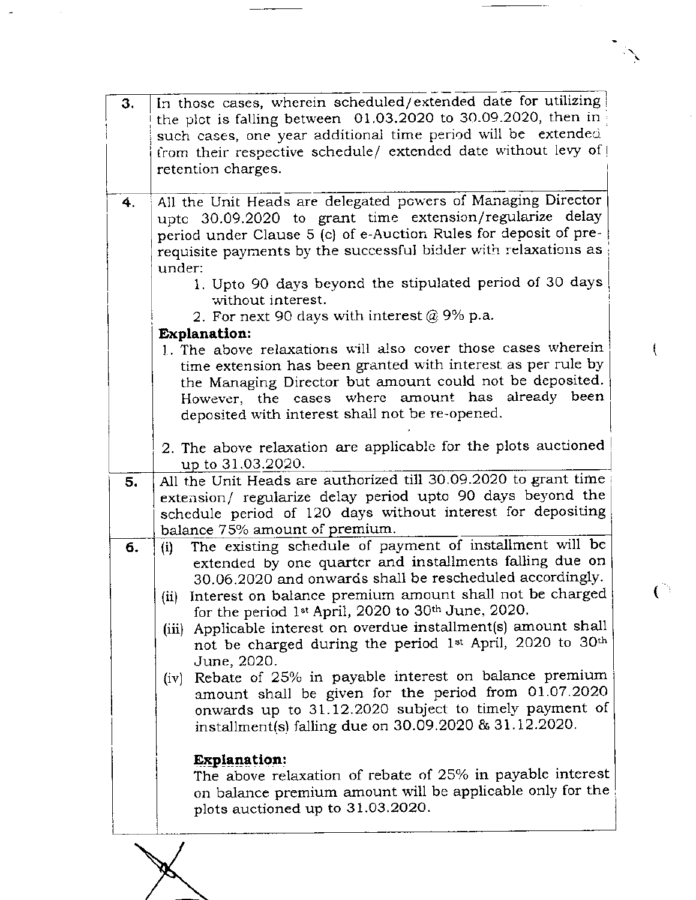| | |
|---|---|
| **3.** | In those cases, wherein scheduled/extended date for utilizing the plot is falling between 01.03.2020 to 30.09.2020, then in such cases, one year additional time period will be extended from their respective schedule/ extended date without levy of retention charges. |
| **4.** | All the Unit Heads are delegated powers of Managing Director upto 30.09.2020 to grant time extension/regularize delay period under Clause 5 (c) of e-Auction Rules for deposit of pre-requisite payments by the successful bidder with relaxations as under:<br>1. Upto 90 days beyond the stipulated period of 30 days without interest.<br>2. For next 90 days with interest @ 9% p.a.<br>**Explanation:**<br>1. The above relaxations will also cover those cases wherein time extension has been granted with interest as per rule by the Managing Director but amount could not be deposited. However, the cases where amount has already been deposited with interest shall not be re-opened.<br>2. The above relaxation are applicable for the plots auctioned up to 31.03.2020. |
| **5.** | All the Unit Heads are authorized till 30.09.2020 to grant time extension/ regularize delay period upto 90 days beyond the schedule period of 120 days without interest for depositing balance 75% amount of premium. |
| **6.** | (i) The existing schedule of payment of installment will be extended by one quarter and installments falling due on 30.06.2020 and onwards shall be rescheduled accordingly.<br>(ii) Interest on balance premium amount shall not be charged for the period 1st April, 2020 to 30th June, 2020.<br>(iii) Applicable interest on overdue installment(s) amount shall not be charged during the period 1st April, 2020 to 30th June, 2020.<br>(iv) Rebate of 25% in payable interest on balance premium amount shall be given for the period from 01.07.2020 onwards up to 31.12.2020 subject to timely payment of installment(s) falling due on 30.09.2020 & 31.12.2020.<br><br>**Explanation:**<br>The above relaxation of rebate of 25% in payable interest on balance premium amount will be applicable only for the plots auctioned up to 31.03.2020. |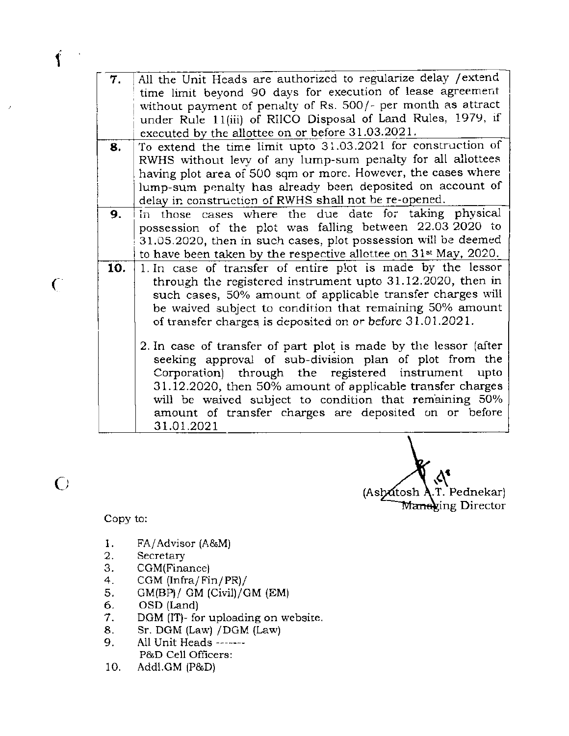| | |
|---|---|
| **7.** | All the Unit Heads are authorized to regularize delay /extend time limit beyond 90 days for execution of lease agreement without payment of penalty of Rs. 500/- per month as attract under Rule 11(iii) of RIICO Disposal of Land Rules, 1979, if executed by the allottee on or before 31.03.2021. |
| **8.** | To extend the time limit upto 31.03.2021 for construction of RWHS without levy of any lump-sum penalty for all allottees having plot area of 500 sqm or more. However, the cases where lump-sum penalty has already been deposited on account of delay in construction of RWHS shall not be re-opened. |
| **9.** | In those cases where the due date for taking physical possession of the plot was falling between 22.03.2020 to 31.05.2020, then in such cases, plot possession will be deemed to have been taken by the respective allottee on 31st May, 2020. |
| **10.** | 1. In case of transfer of entire plot is made by the lessor through the registered instrument upto 31.12.2020, then in such cases, 50% amount of applicable transfer charges will be waived subject to condition that remaining 50% amount of transfer charges is deposited on or before 31.01.2021.<br><br>2. In case of transfer of part plot is made by the lessor (after seeking approval of sub-division plan of plot from the Corporation) through the registered instrument upto 31.12.2020, then 50% amount of applicable transfer charges will be waived subject to condition that remaining 50% amount of transfer charges are deposited on or before 31.01.2021 |

(Ashutosh A.T. Pednekar)
Managing Director

Copy to:

1. FA/Advisor (A&M)
2. Secretary
3. CGM(Finance)
4. CGM (Infra/Fin/PR)/
5. GM(BP)/ GM (Civil)/GM (EM)
6. OSD (Land)
7. DGM (IT)- for uploading on website.
8. Sr. DGM (Law) /DGM (Law)
9. All Unit Heads -------
   P&D Cell Officers:
10. Addl.GM (P&D)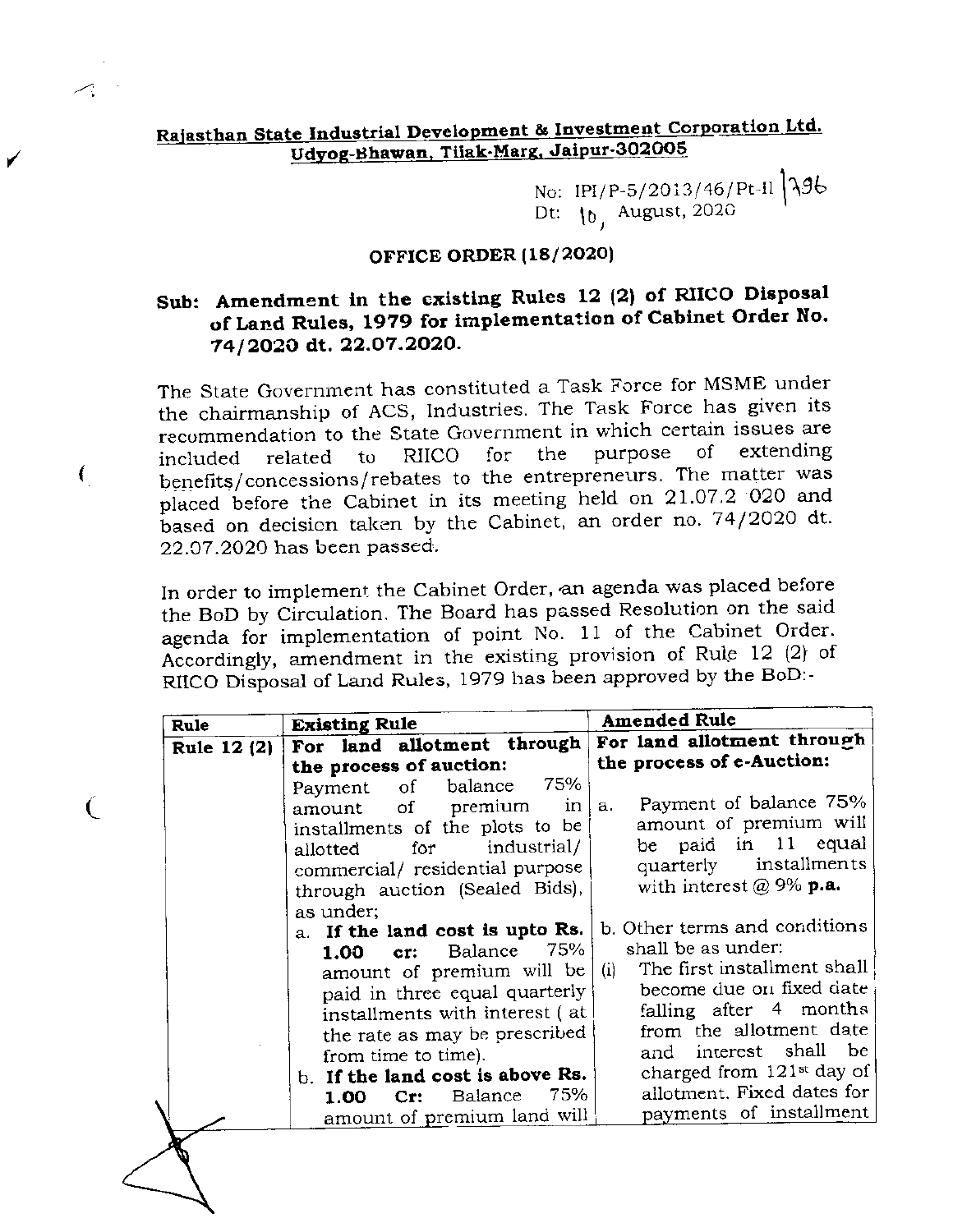**Rajasthan State Industrial Development & Investment Corporation Ltd.**
**Udyog-Bhawan, Tilak-Marg, Jaipur-302005**

No: IPI/P-5/2013/46/Pt-II |396
Dt: 10, August, 2020

## OFFICE ORDER (18/2020)

**Sub: Amendment in the existing Rules 12 (2) of RIICO Disposal of Land Rules, 1979 for implementation of Cabinet Order No. 74/2020 dt. 22.07.2020.**

The State Government has constituted a Task Force for MSME under the chairmanship of ACS, Industries. The Task Force has given its recommendation to the State Government in which certain issues are included related to RIICO for the purpose of extending benefits/concessions/rebates to the entrepreneurs. The matter was placed before the Cabinet in its meeting held on 21.07.2020 and based on decision taken by the Cabinet, an order no. 74/2020 dt. 22.07.2020 has been passed.

In order to implement the Cabinet Order, an agenda was placed before the BoD by Circulation. The Board has passed Resolution on the said agenda for implementation of point No. 11 of the Cabinet Order. Accordingly, amendment in the existing provision of Rule 12 (2) of RIICO Disposal of Land Rules, 1979 has been approved by the BoD:-

| Rule | Existing Rule | Amended Rule |
|---|---|---|
| Rule 12 (2) | **For land allotment through the process of auction:**<br>Payment of balance 75% amount of premium in installments of the plots to be allotted for industrial/ commercial/ residential purpose through auction (Sealed Bids), as under;<br>a. **If the land cost is upto Rs. 1.00 cr:** Balance 75% amount of premium will be paid in three equal quarterly installments with interest ( at the rate as may be prescribed from time to time).<br>b. **If the land cost is above Rs. 1.00 Cr:** Balance 75% amount of premium land will | **For land allotment through the process of e-Auction:**<br>a. Payment of balance 75% amount of premium will be paid in 11 equal quarterly installments with interest @ 9% **p.a.**<br>b. Other terms and conditions shall be as under:<br>(i) The first installment shall become due on fixed date falling after 4 months from the allotment date and interest shall be charged from 121st day of allotment. Fixed dates for payments of installment |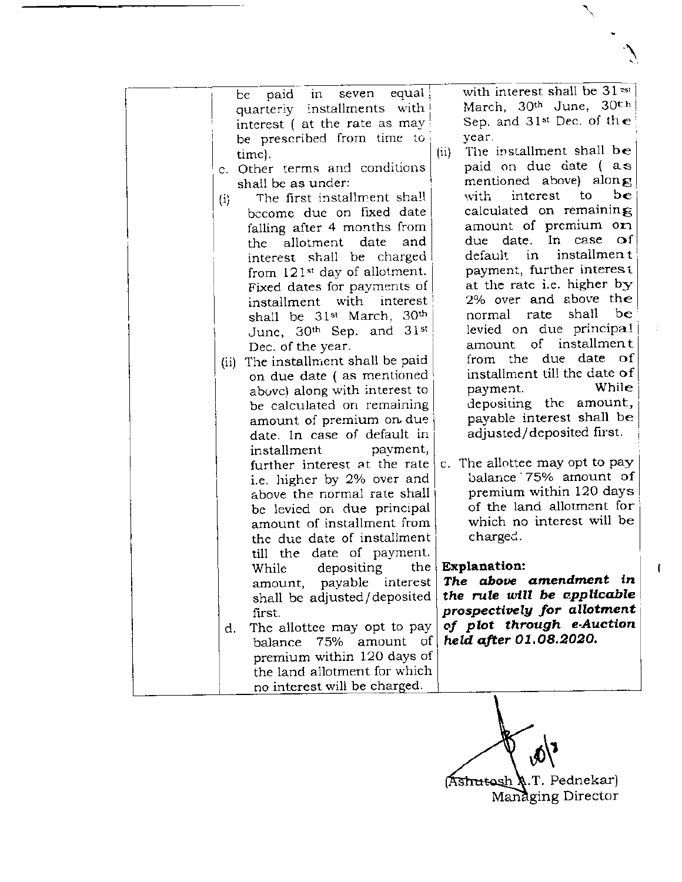| | | |
|---|---|---|
| | be paid in seven equal quarterly installments with interest ( at the rate as may be prescribed from time to time).<br>c. Other terms and conditions shall be as under:<br>(i) The first installment shall become due on fixed date falling after 4 months from the allotment date and interest shall be charged from 121st day of allotment. Fixed dates for payments of installment with interest shall be 31st March, 30th June, 30th Sep. and 31st Dec. of the year.<br>(ii) The installment shall be paid on due date ( as mentioned above) along with interest to be calculated on remaining amount of premium on due date. In case of default in installment payment, further interest at the rate i.e. higher by 2% over and above the normal rate shall be levied on due principal amount of installment from the due date of installment till the date of payment. While depositing the amount, payable interest shall be adjusted/deposited first.<br>d. The allottee may opt to pay balance 75% amount of premium within 120 days of the land allotment for which no interest will be charged. | with interest shall be 31st March, 30th June, 30th Sep. and 31st Dec. of the year.<br>(ii) The installment shall be paid on due date ( as mentioned above) along with interest to be calculated on remaining amount of premium on due date. In case of default in installment payment, further interest at the rate i.e. higher by 2% over and above the normal rate shall be levied on due principal amount of installment from the due date of installment till the date of payment. While depositing the amount, payable interest shall be adjusted/deposited first.<br>c. The allottee may opt to pay balance 75% amount of premium within 120 days of the land allotment for which no interest will be charged.<br><br>**Explanation:**<br>***The above amendment in the rule will be applicable prospectively for allotment of plot through e-Auction held after 01.08.2020.*** |

(Ashutosh A.T. Pednekar)
Managing Director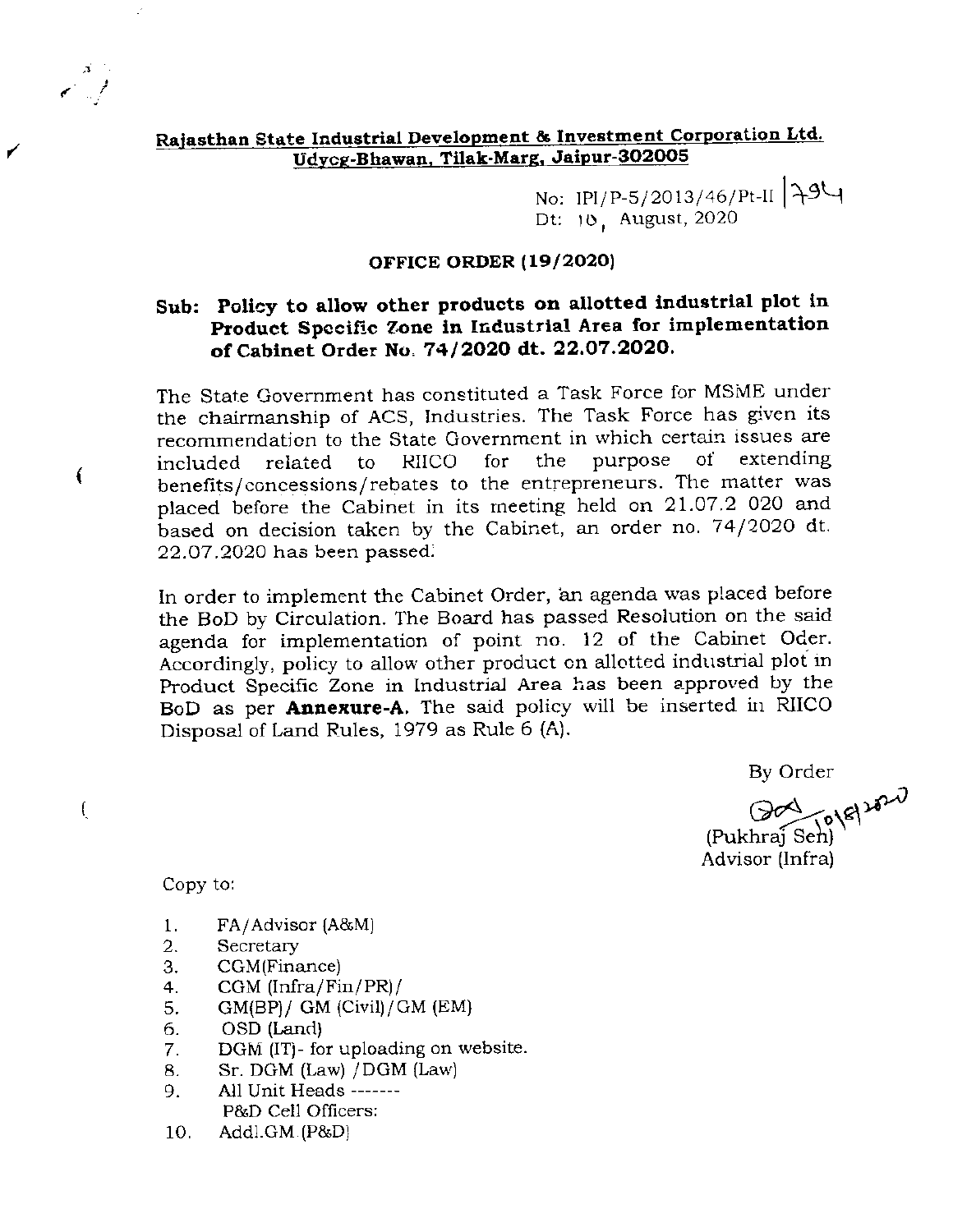**Rajasthan State Industrial Development & Investment Corporation Ltd.**
**Udyog-Bhawan, Tilak-Marg, Jaipur-302005**

No: IPI/P-5/2013/46/Pt-II | 794
Dt: 10, August, 2020

**OFFICE ORDER (19/2020)**

**Sub: Policy to allow other products on allotted industrial plot in Product Specific Zone in Industrial Area for implementation of Cabinet Order No. 74/2020 dt. 22.07.2020.**

The State Government has constituted a Task Force for MSME under the chairmanship of ACS, Industries. The Task Force has given its recommendation to the State Government in which certain issues are included related to RIICO for the purpose of extending benefits/concessions/rebates to the entrepreneurs. The matter was placed before the Cabinet in its meeting held on 21.07.2 020 and based on decision taken by the Cabinet, an order no. 74/2020 dt. 22.07.2020 has been passed.

In order to implement the Cabinet Order, an agenda was placed before the BoD by Circulation. The Board has passed Resolution on the said agenda for implementation of point no. 12 of the Cabinet Oder. Accordingly, policy to allow other product on allotted industrial plot in Product Specific Zone in Industrial Area has been approved by the BoD as per **Annexure-A**. The said policy will be inserted in RIICO Disposal of Land Rules, 1979 as Rule 6 (A).

By Order

10/8/2020
(Pukhraj Sen)
Advisor (Infra)

Copy to:

1. FA/Advisor (A&M)
2. Secretary
3. CGM(Finance)
4. CGM (Infra/Fin/PR)/
5. GM(BP)/ GM (Civil)/GM (EM)
6. OSD (Land)
7. DGM (IT)- for uploading on website.
8. Sr. DGM (Law) /DGM (Law)
9. All Unit Heads -------
   P&D Cell Officers:
10. Addl.GM (P&D)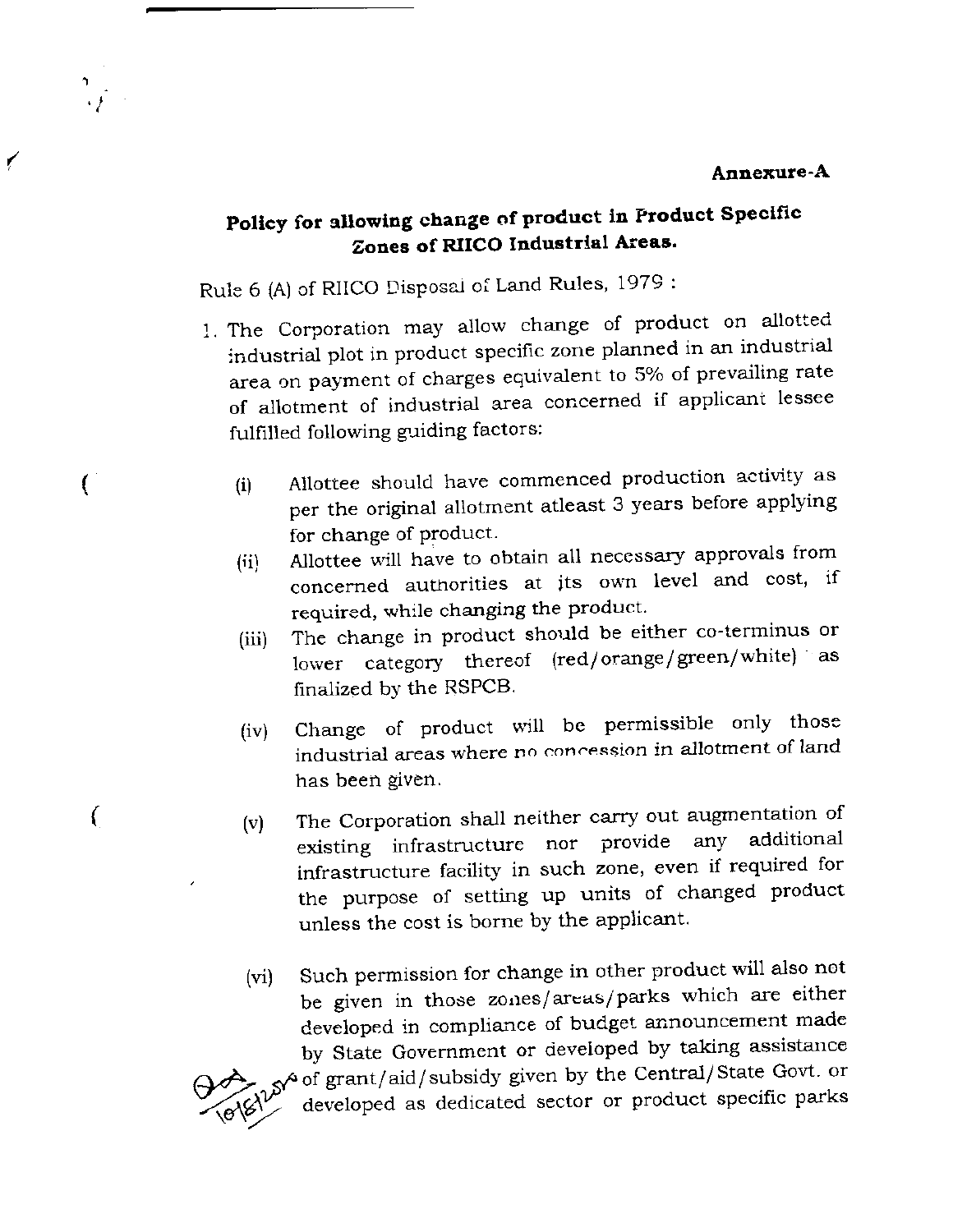**Annexure-A**

## Policy for allowing change of product in Product Specific Zones of RIICO Industrial Areas.

Rule 6 (A) of RIICO Disposal of Land Rules, 1979 :

1. The Corporation may allow change of product on allotted industrial plot in product specific zone planned in an industrial area on payment of charges equivalent to 5% of prevailing rate of allotment of industrial area concerned if applicant lessee fulfilled following guiding factors:

   (i) Allottee should have commenced production activity as per the original allotment atleast 3 years before applying for change of product.

   (ii) Allottee will have to obtain all necessary approvals from concerned authorities at its own level and cost, if required, while changing the product.

   (iii) The change in product should be either co-terminus or lower category thereof (red/orange/green/white) as finalized by the RSPCB.

   (iv) Change of product will be permissible only those industrial areas where no concession in allotment of land has been given.

   (v) The Corporation shall neither carry out augmentation of existing infrastructure nor provide any additional infrastructure facility in such zone, even if required for the purpose of setting up units of changed product unless the cost is borne by the applicant.

   (vi) Such permission for change in other product will also not be given in those zones/areas/parks which are either developed in compliance of budget announcement made by State Government or developed by taking assistance of grant/aid/subsidy given by the Central/State Govt. or developed as dedicated sector or product specific parks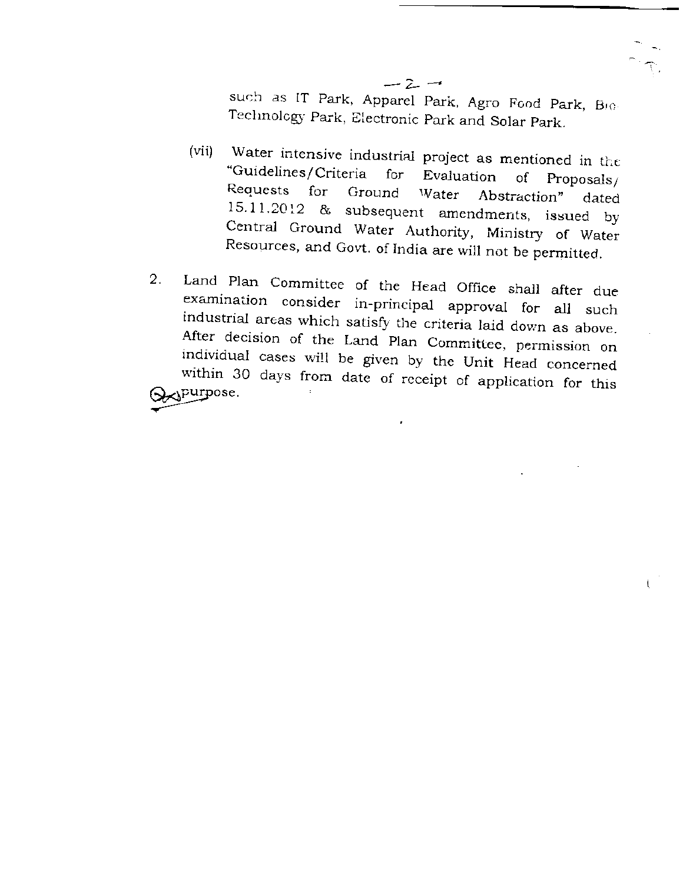such as IT Park, Apparel Park, Agro Food Park, Bio Technology Park, Electronic Park and Solar Park.

(vii) Water intensive industrial project as mentioned in the "Guidelines/Criteria for Evaluation of Proposals/ Requests for Ground Water Abstraction" dated 15.11.2012 & subsequent amendments, issued by Central Ground Water Authority, Ministry of Water Resources, and Govt. of India are will not be permitted.

2. Land Plan Committee of the Head Office shall after due examination consider in-principal approval for all such industrial areas which satisfy the criteria laid down as above. After decision of the Land Plan Committee, permission on individual cases will be given by the Unit Head concerned within 30 days from date of receipt of application for this purpose.